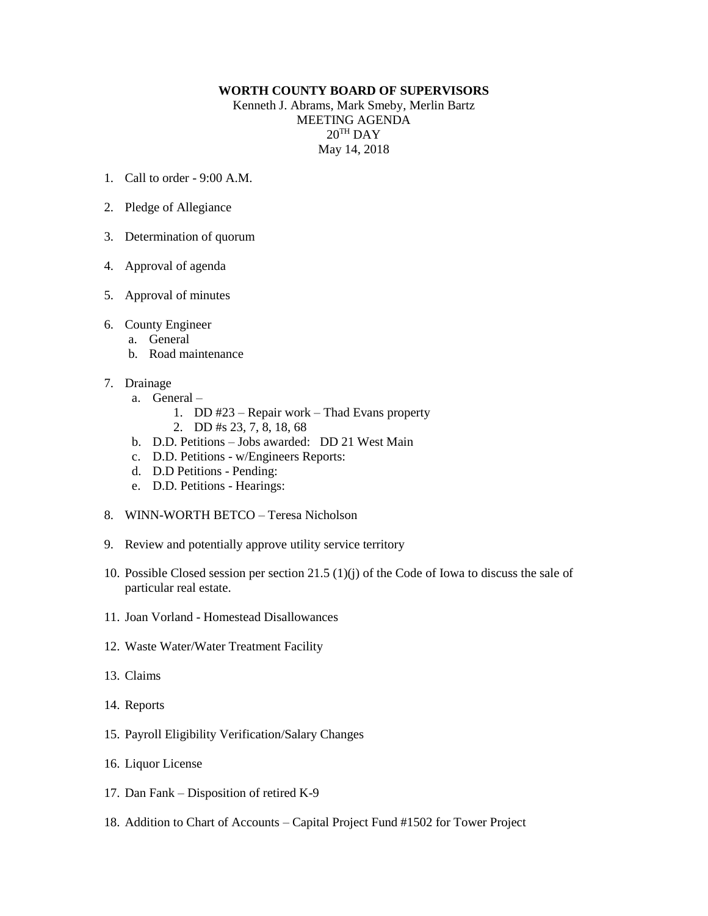**WORTH COUNTY BOARD OF SUPERVISORS**

Kenneth J. Abrams, Mark Smeby, Merlin Bartz

MEETING AGENDA

20TH DAY

May 14, 2018

1. Call to order - 9:00 A.M.

2. Pledge of Allegiance

3. Determination of quorum

4. Approval of agenda

5. Approval of minutes

6. County Engineer
   a. General
   b. Road maintenance

7. Drainage
   a. General –
      1. DD #23 – Repair work – Thad Evans property
      2. DD #s 23, 7, 8, 18, 68
   b. D.D. Petitions – Jobs awarded: DD 21 West Main
   c. D.D. Petitions - w/Engineers Reports:
   d. D.D Petitions - Pending:
   e. D.D. Petitions - Hearings:

8. WINN-WORTH BETCO – Teresa Nicholson

9. Review and potentially approve utility service territory

10. Possible Closed session per section 21.5 (1)(j) of the Code of Iowa to discuss the sale of particular real estate.

11. Joan Vorland - Homestead Disallowances

12. Waste Water/Water Treatment Facility

13. Claims

14. Reports

15. Payroll Eligibility Verification/Salary Changes

16. Liquor License

17. Dan Fank – Disposition of retired K-9

18. Addition to Chart of Accounts – Capital Project Fund #1502 for Tower Project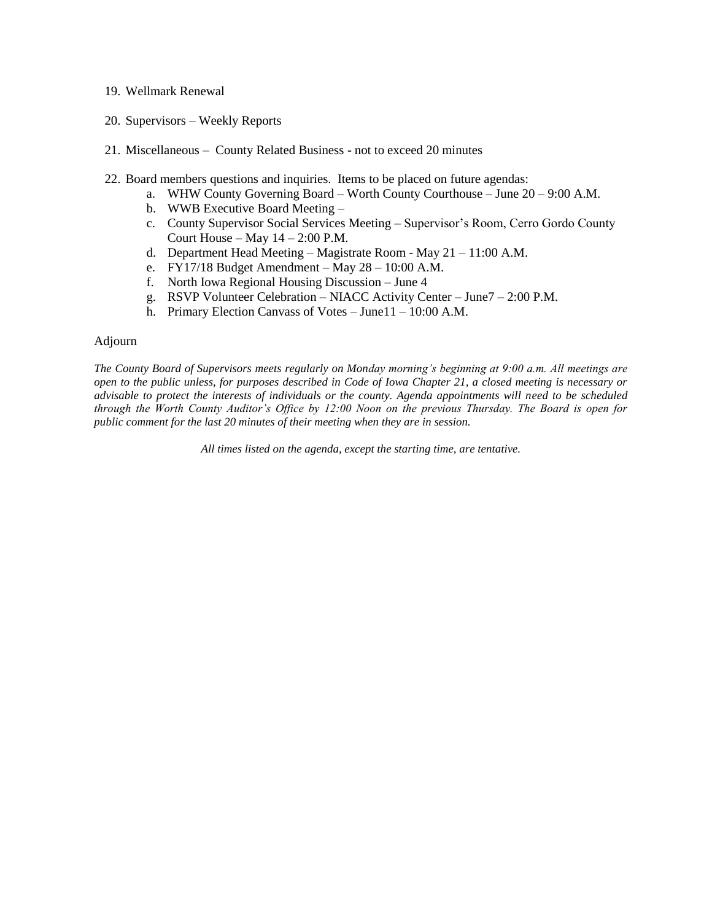19. Wellmark Renewal

20. Supervisors – Weekly Reports

21. Miscellaneous – County Related Business - not to exceed 20 minutes

22. Board members questions and inquiries. Items to be placed on future agendas:
    a. WHW County Governing Board – Worth County Courthouse – June 20 – 9:00 A.M.
    b. WWB Executive Board Meeting –
    c. County Supervisor Social Services Meeting – Supervisor's Room, Cerro Gordo County Court House – May 14 – 2:00 P.M.
    d. Department Head Meeting – Magistrate Room - May 21 – 11:00 A.M.
    e. FY17/18 Budget Amendment – May 28 – 10:00 A.M.
    f. North Iowa Regional Housing Discussion – June 4
    g. RSVP Volunteer Celebration – NIACC Activity Center – June7 – 2:00 P.M.
    h. Primary Election Canvass of Votes – June11 – 10:00 A.M.

Adjourn

*The County Board of Supervisors meets regularly on Monday morning's beginning at 9:00 a.m. All meetings are open to the public unless, for purposes described in Code of Iowa Chapter 21, a closed meeting is necessary or advisable to protect the interests of individuals or the county. Agenda appointments will need to be scheduled through the Worth County Auditor's Office by 12:00 Noon on the previous Thursday. The Board is open for public comment for the last 20 minutes of their meeting when they are in session.*

*All times listed on the agenda, except the starting time, are tentative.*